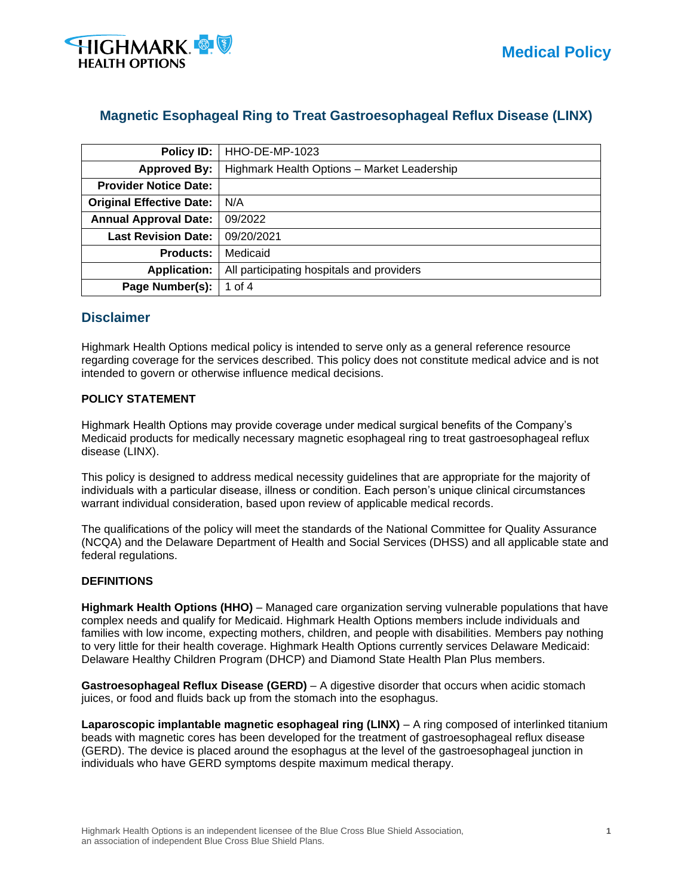Medical Policy

# Magnetic Esophageal Ring to Treat Gastroesophageal Reflux Disease (LINX)

| | |
|---|---|
| **Policy ID:** | HHO-DE-MP-1023 |
| **Approved By:** | Highmark Health Options – Market Leadership |
| **Provider Notice Date:** | |
| **Original Effective Date:** | N/A |
| **Annual Approval Date:** | 09/2022 |
| **Last Revision Date:** | 09/20/2021 |
| **Products:** | Medicaid |
| **Application:** | All participating hospitals and providers |
| **Page Number(s):** | 1 of 4 |

## Disclaimer

Highmark Health Options medical policy is intended to serve only as a general reference resource regarding coverage for the services described. This policy does not constitute medical advice and is not intended to govern or otherwise influence medical decisions.

**POLICY STATEMENT**

Highmark Health Options may provide coverage under medical surgical benefits of the Company's Medicaid products for medically necessary magnetic esophageal ring to treat gastroesophageal reflux disease (LINX).

This policy is designed to address medical necessity guidelines that are appropriate for the majority of individuals with a particular disease, illness or condition. Each person's unique clinical circumstances warrant individual consideration, based upon review of applicable medical records.

The qualifications of the policy will meet the standards of the National Committee for Quality Assurance (NCQA) and the Delaware Department of Health and Social Services (DHSS) and all applicable state and federal regulations.

**DEFINITIONS**

**Highmark Health Options (HHO)** – Managed care organization serving vulnerable populations that have complex needs and qualify for Medicaid. Highmark Health Options members include individuals and families with low income, expecting mothers, children, and people with disabilities. Members pay nothing to very little for their health coverage. Highmark Health Options currently services Delaware Medicaid: Delaware Healthy Children Program (DHCP) and Diamond State Health Plan Plus members.

**Gastroesophageal Reflux Disease (GERD)** – A digestive disorder that occurs when acidic stomach juices, or food and fluids back up from the stomach into the esophagus.

**Laparoscopic implantable magnetic esophageal ring (LINX)** – A ring composed of interlinked titanium beads with magnetic cores has been developed for the treatment of gastroesophageal reflux disease (GERD). The device is placed around the esophagus at the level of the gastroesophageal junction in individuals who have GERD symptoms despite maximum medical therapy.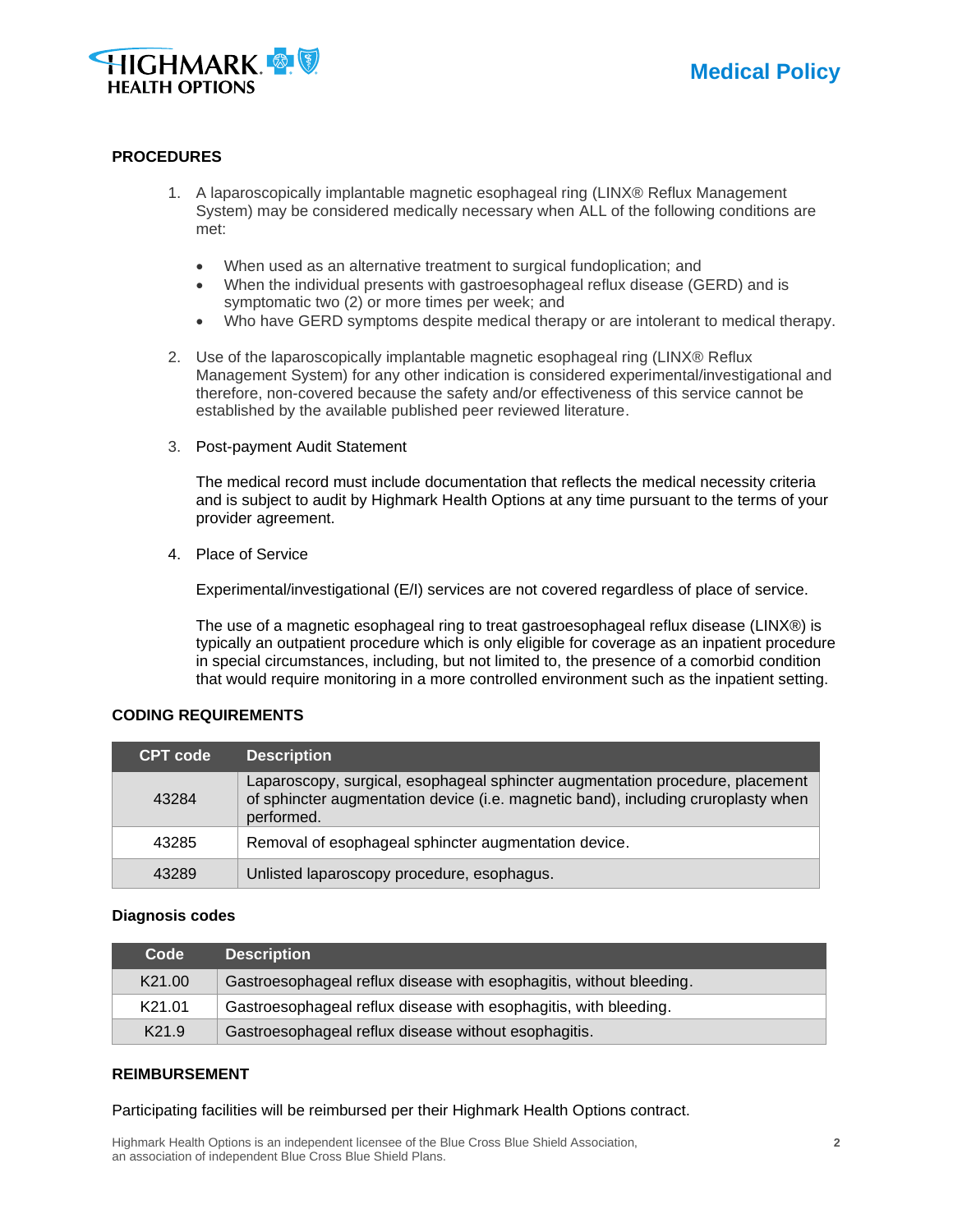## PROCEDURES

1. A laparoscopically implantable magnetic esophageal ring (LINX® Reflux Management System) may be considered medically necessary when ALL of the following conditions are met:

   - When used as an alternative treatment to surgical fundoplication; and
   - When the individual presents with gastroesophageal reflux disease (GERD) and is symptomatic two (2) or more times per week; and
   - Who have GERD symptoms despite medical therapy or are intolerant to medical therapy.

2. Use of the laparoscopically implantable magnetic esophageal ring (LINX® Reflux Management System) for any other indication is considered experimental/investigational and therefore, non-covered because the safety and/or effectiveness of this service cannot be established by the available published peer reviewed literature.

3. Post-payment Audit Statement

   The medical record must include documentation that reflects the medical necessity criteria and is subject to audit by Highmark Health Options at any time pursuant to the terms of your provider agreement.

4. Place of Service

   Experimental/investigational (E/I) services are not covered regardless of place of service.

   The use of a magnetic esophageal ring to treat gastroesophageal reflux disease (LINX®) is typically an outpatient procedure which is only eligible for coverage as an inpatient procedure in special circumstances, including, but not limited to, the presence of a comorbid condition that would require monitoring in a more controlled environment such as the inpatient setting.

## CODING REQUIREMENTS

| CPT code | Description |
|---|---|
| 43284 | Laparoscopy, surgical, esophageal sphincter augmentation procedure, placement of sphincter augmentation device (i.e. magnetic band), including cruroplasty when performed. |
| 43285 | Removal of esophageal sphincter augmentation device. |
| 43289 | Unlisted laparoscopy procedure, esophagus. |

### Diagnosis codes

| Code | Description |
|---|---|
| K21.00 | Gastroesophageal reflux disease with esophagitis, without bleeding. |
| K21.01 | Gastroesophageal reflux disease with esophagitis, with bleeding. |
| K21.9 | Gastroesophageal reflux disease without esophagitis. |

## REIMBURSEMENT

Participating facilities will be reimbursed per their Highmark Health Options contract.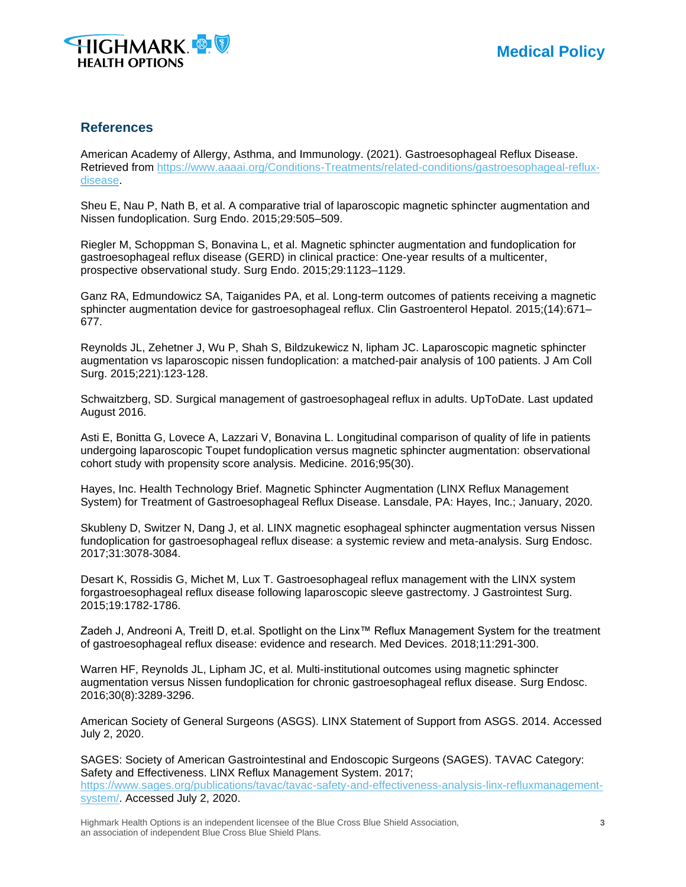## References

American Academy of Allergy, Asthma, and Immunology. (2021). Gastroesophageal Reflux Disease. Retrieved from https://www.aaaai.org/Conditions-Treatments/related-conditions/gastroesophageal-reflux-disease.

Sheu E, Nau P, Nath B, et al. A comparative trial of laparoscopic magnetic sphincter augmentation and Nissen fundoplication. Surg Endo. 2015;29:505–509.

Riegler M, Schoppman S, Bonavina L, et al. Magnetic sphincter augmentation and fundoplication for gastroesophageal reflux disease (GERD) in clinical practice: One-year results of a multicenter, prospective observational study. Surg Endo. 2015;29:1123–1129.

Ganz RA, Edmundowicz SA, Taiganides PA, et al. Long-term outcomes of patients receiving a magnetic sphincter augmentation device for gastroesophageal reflux. Clin Gastroenterol Hepatol. 2015;(14):671–677.

Reynolds JL, Zehetner J, Wu P, Shah S, Bildzukewicz N, lipham JC. Laparoscopic magnetic sphincter augmentation vs laparoscopic nissen fundoplication: a matched-pair analysis of 100 patients. J Am Coll Surg. 2015;221):123-128.

Schwaitzberg, SD. Surgical management of gastroesophageal reflux in adults. UpToDate. Last updated August 2016.

Asti E, Bonitta G, Lovece A, Lazzari V, Bonavina L. Longitudinal comparison of quality of life in patients undergoing laparoscopic Toupet fundoplication versus magnetic sphincter augmentation: observational cohort study with propensity score analysis. Medicine. 2016;95(30).

Hayes, Inc. Health Technology Brief. Magnetic Sphincter Augmentation (LINX Reflux Management System) for Treatment of Gastroesophageal Reflux Disease. Lansdale, PA: Hayes, Inc.; January, 2020.

Skubleny D, Switzer N, Dang J, et al. LINX magnetic esophageal sphincter augmentation versus Nissen fundoplication for gastroesophageal reflux disease: a systemic review and meta-analysis. Surg Endosc. 2017;31:3078-3084.

Desart K, Rossidis G, Michet M, Lux T. Gastroesophageal reflux management with the LINX system forgastroesophageal reflux disease following laparoscopic sleeve gastrectomy. J Gastrointest Surg. 2015;19:1782-1786.

Zadeh J, Andreoni A, Treitl D, et.al. Spotlight on the Linx™ Reflux Management System for the treatment of gastroesophageal reflux disease: evidence and research. Med Devices. 2018;11:291-300.

Warren HF, Reynolds JL, Lipham JC, et al. Multi-institutional outcomes using magnetic sphincter augmentation versus Nissen fundoplication for chronic gastroesophageal reflux disease. Surg Endosc. 2016;30(8):3289-3296.

American Society of General Surgeons (ASGS). LINX Statement of Support from ASGS. 2014. Accessed July 2, 2020.

SAGES: Society of American Gastrointestinal and Endoscopic Surgeons (SAGES). TAVAC Category: Safety and Effectiveness. LINX Reflux Management System. 2017; https://www.sages.org/publications/tavac/tavac-safety-and-effectiveness-analysis-linx-refluxmanagement-system/. Accessed July 2, 2020.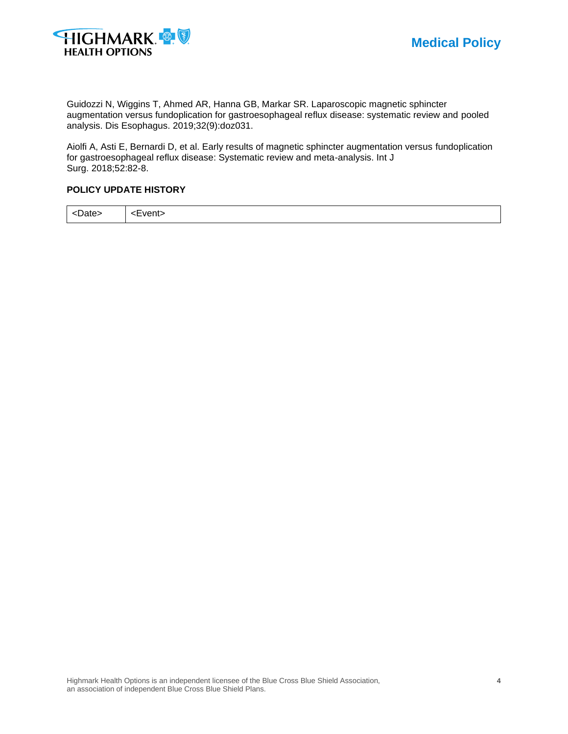Guidozzi N, Wiggins T, Ahmed AR, Hanna GB, Markar SR. Laparoscopic magnetic sphincter augmentation versus fundoplication for gastroesophageal reflux disease: systematic review and pooled analysis. Dis Esophagus. 2019;32(9):doz031.

Aiolfi A, Asti E, Bernardi D, et al. Early results of magnetic sphincter augmentation versus fundoplication for gastroesophageal reflux disease: Systematic review and meta-analysis. Int J Surg. 2018;52:82-8.

**POLICY UPDATE HISTORY**

| | |
|---|---|
| <Date> | <Event> |